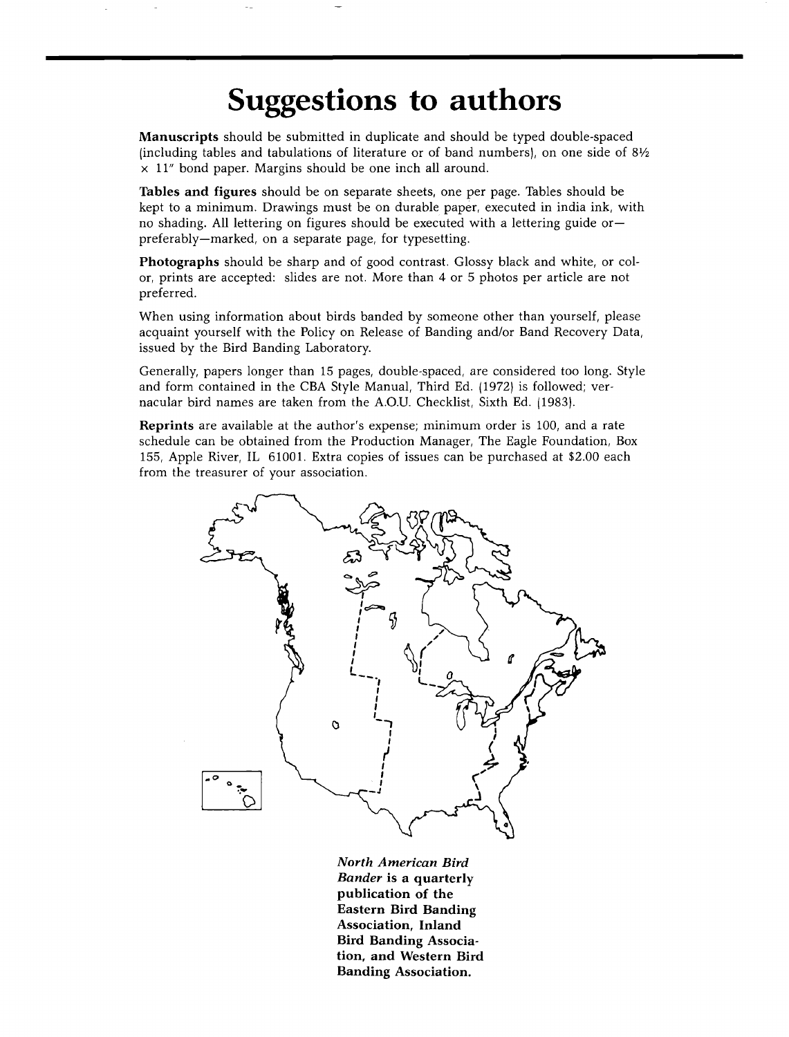# Suggestions to authors

**Manuscripts** should be submitted in duplicate and should be typed double-spaced (including tables and tabulations of literature or of band numbers), on one side of 8½ x 11" bond paper. Margins should be one inch all around.

**Tables and figures** should be on separate sheets, one per page. Tables should be kept to a minimum. Drawings must be on durable paper, executed in india ink, with no shading. All lettering on figures should be executed with a lettering guide or—preferably—marked, on a separate page, for typesetting.

**Photographs** should be sharp and of good contrast. Glossy black and white, or color, prints are accepted: slides are not. More than 4 or 5 photos per article are not preferred.

When using information about birds banded by someone other than yourself, please acquaint yourself with the Policy on Release of Banding and/or Band Recovery Data, issued by the Bird Banding Laboratory.

Generally, papers longer than 15 pages, double-spaced, are considered too long. Style and form contained in the CBA Style Manual, Third Ed. (1972) is followed; vernacular bird names are taken from the A.O.U. Checklist, Sixth Ed. (1983).

**Reprints** are available at the author's expense; minimum order is 100, and a rate schedule can be obtained from the Production Manager, The Eagle Foundation, Box 155, Apple River, IL 61001. Extra copies of issues can be purchased at $2.00 each from the treasurer of your association.

***North American Bird Bander*** **is a quarterly publication of the Eastern Bird Banding Association, Inland Bird Banding Association, and Western Bird Banding Association.**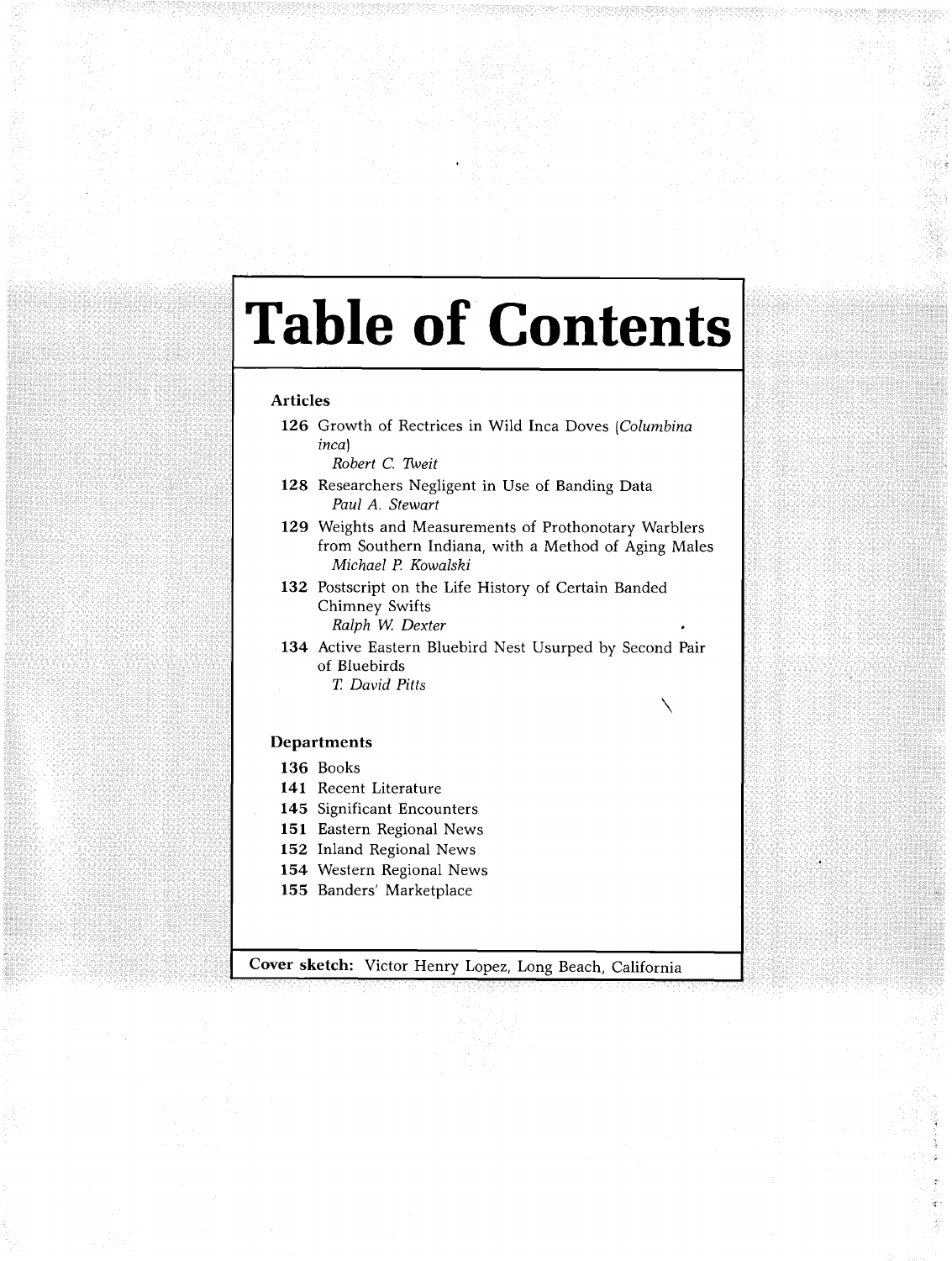# Table of Contents

## Articles

**126** Growth of Rectrices in Wild Inca Doves (*Columbina inca*)
*Robert C. Tweit*

**128** Researchers Negligent in Use of Banding Data
*Paul A. Stewart*

**129** Weights and Measurements of Prothonotary Warblers from Southern Indiana, with a Method of Aging Males
*Michael P. Kowalski*

**132** Postscript on the Life History of Certain Banded Chimney Swifts
*Ralph W. Dexter*

**134** Active Eastern Bluebird Nest Usurped by Second Pair of Bluebirds
*T. David Pitts*

## Departments

**136** Books
**141** Recent Literature
**145** Significant Encounters
**151** Eastern Regional News
**152** Inland Regional News
**154** Western Regional News
**155** Banders' Marketplace

**Cover sketch:** Victor Henry Lopez, Long Beach, California